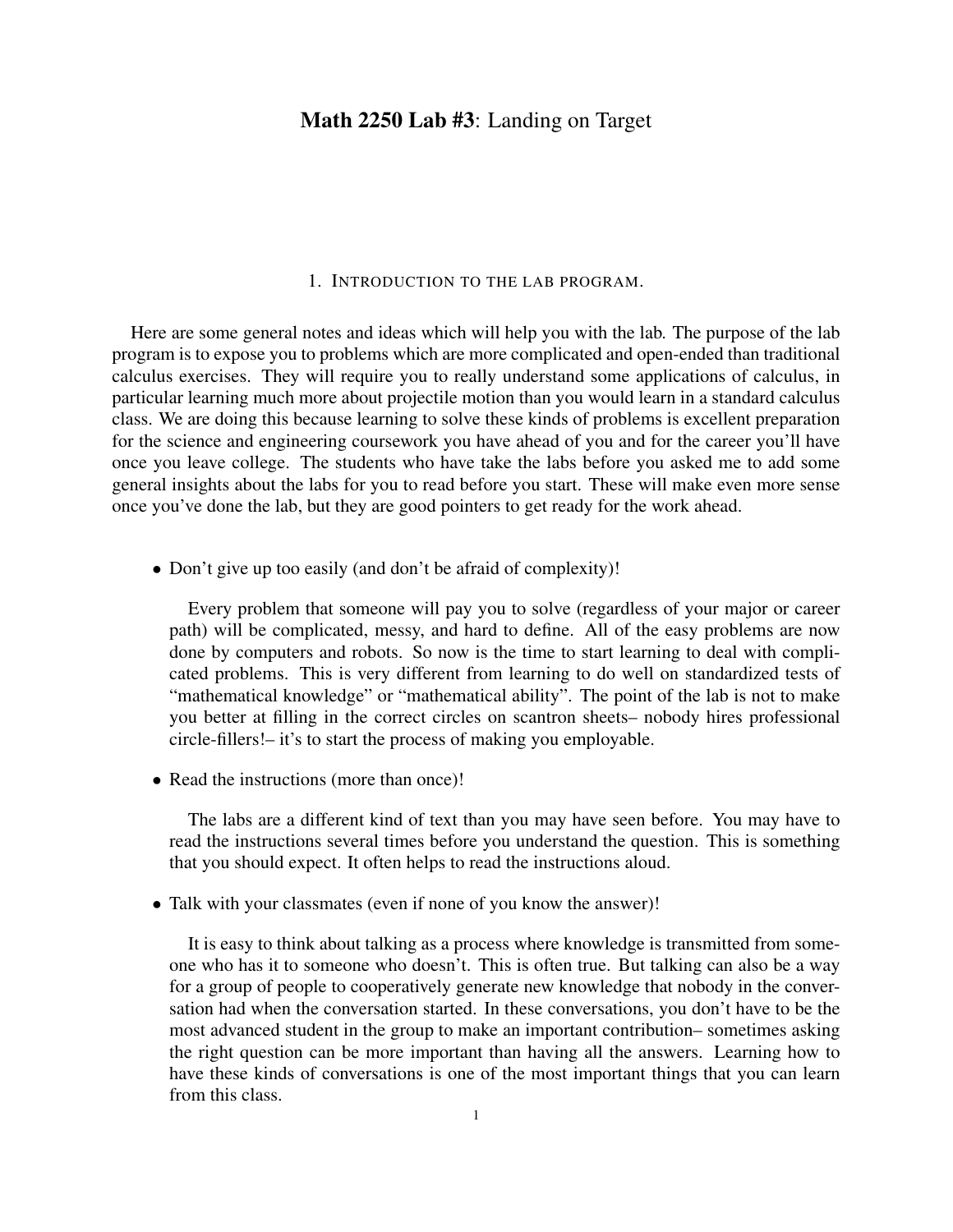# **Math 2250 Lab #3**: Landing on Target

## 1. Introduction to the lab program.

Here are some general notes and ideas which will help you with the lab. The purpose of the lab program is to expose you to problems which are more complicated and open-ended than traditional calculus exercises. They will require you to really understand some applications of calculus, in particular learning much more about projectile motion than you would learn in a standard calculus class. We are doing this because learning to solve these kinds of problems is excellent preparation for the science and engineering coursework you have ahead of you and for the career you'll have once you leave college. The students who have take the labs before you asked me to add some general insights about the labs for you to read before you start. These will make even more sense once you've done the lab, but they are good pointers to get ready for the work ahead.

- Don't give up too easily (and don't be afraid of complexity)!

  Every problem that someone will pay you to solve (regardless of your major or career path) will be complicated, messy, and hard to define. All of the easy problems are now done by computers and robots. So now is the time to start learning to deal with complicated problems. This is very different from learning to do well on standardized tests of "mathematical knowledge" or "mathematical ability". The point of the lab is not to make you better at filling in the correct circles on scantron sheets– nobody hires professional circle-fillers!– it's to start the process of making you employable.

- Read the instructions (more than once)!

  The labs are a different kind of text than you may have seen before. You may have to read the instructions several times before you understand the question. This is something that you should expect. It often helps to read the instructions aloud.

- Talk with your classmates (even if none of you know the answer)!

  It is easy to think about talking as a process where knowledge is transmitted from someone who has it to someone who doesn't. This is often true. But talking can also be a way for a group of people to cooperatively generate new knowledge that nobody in the conversation had when the conversation started. In these conversations, you don't have to be the most advanced student in the group to make an important contribution– sometimes asking the right question can be more important than having all the answers. Learning how to have these kinds of conversations is one of the most important things that you can learn from this class.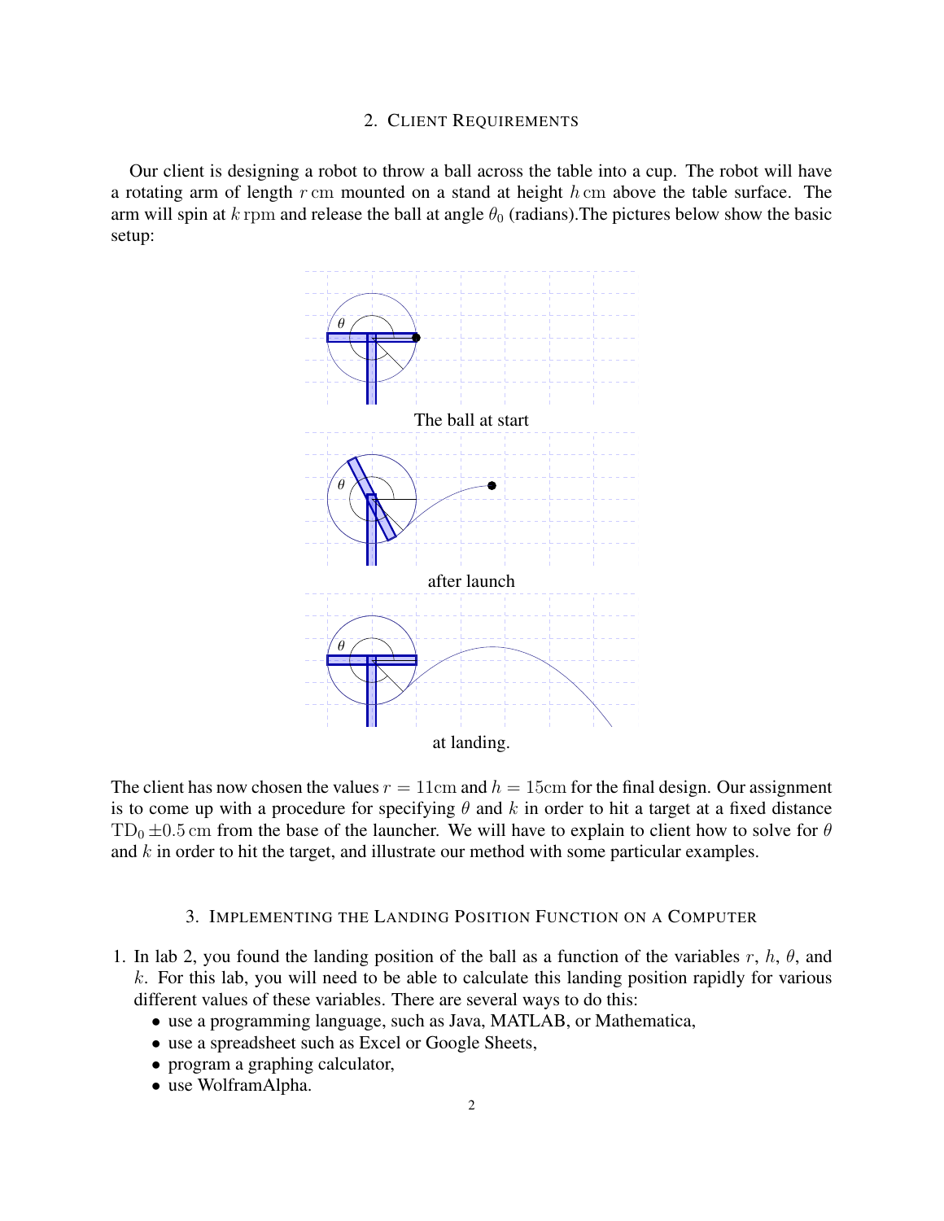## 2. Client Requirements

Our client is designing a robot to throw a ball across the table into a cup. The robot will have a rotating arm of length $r\,\text{cm}$ mounted on a stand at height $h\,\text{cm}$ above the table surface. The arm will spin at $k\,\text{rpm}$ and release the ball at angle $\theta_0$ (radians).The pictures below show the basic setup:

The ball at start

after launch

at landing.

The client has now chosen the values $r = 11\text{cm}$ and $h = 15\text{cm}$ for the final design. Our assignment is to come up with a procedure for specifying $\theta$ and $k$ in order to hit a target at a fixed distance $\text{TD}_0 \pm 0.5\,\text{cm}$ from the base of the launcher. We will have to explain to client how to solve for $\theta$ and $k$ in order to hit the target, and illustrate our method with some particular examples.

## 3. Implementing the Landing Position Function on a Computer

1. In lab 2, you found the landing position of the ball as a function of the variables $r$, $h$, $\theta$, and $k$. For this lab, you will need to be able to calculate this landing position rapidly for various different values of these variables. There are several ways to do this:
   - use a programming language, such as Java, MATLAB, or Mathematica,
   - use a spreadsheet such as Excel or Google Sheets,
   - program a graphing calculator,
   - use WolframAlpha.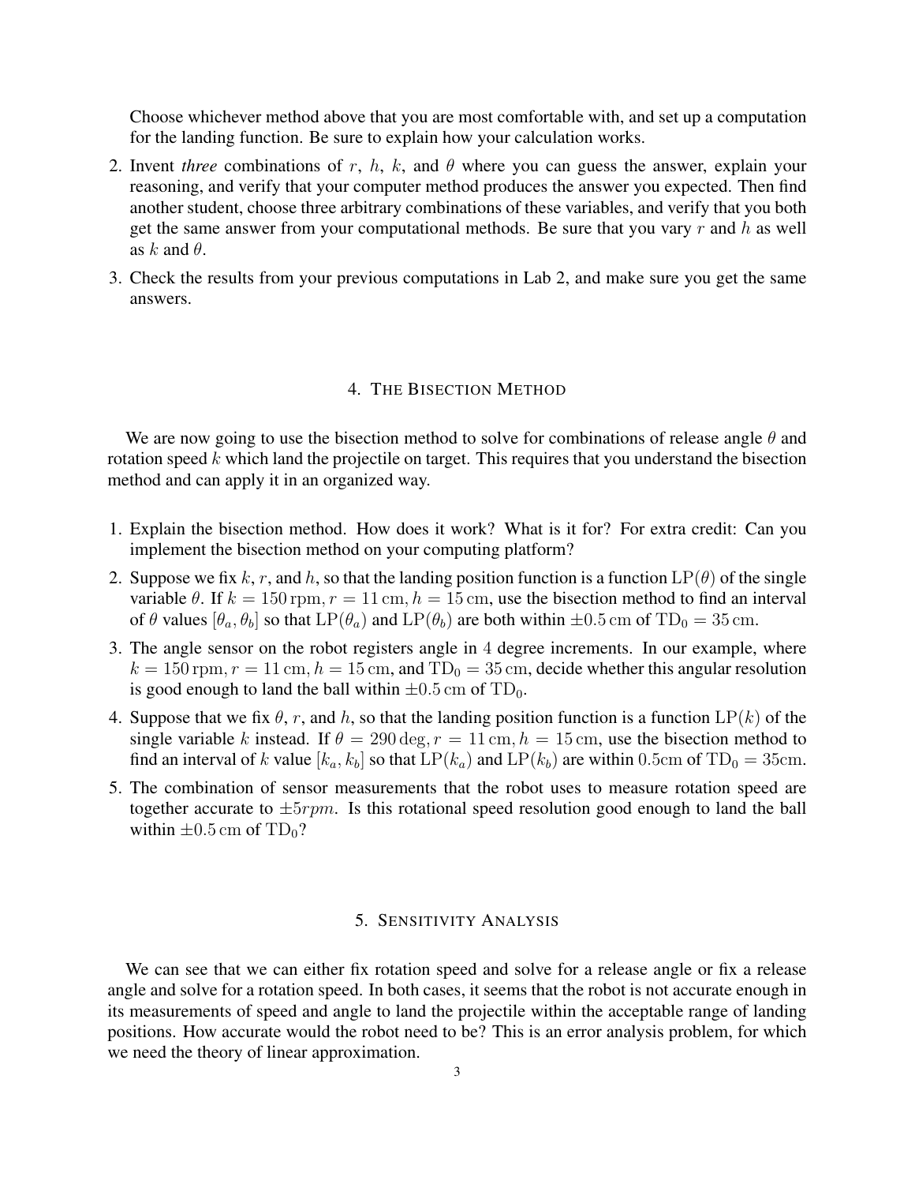Choose whichever method above that you are most comfortable with, and set up a computation for the landing function. Be sure to explain how your calculation works.

2. Invent *three* combinations of $r$, $h$, $k$, and $\theta$ where you can guess the answer, explain your reasoning, and verify that your computer method produces the answer you expected. Then find another student, choose three arbitrary combinations of these variables, and verify that you both get the same answer from your computational methods. Be sure that you vary $r$ and $h$ as well as $k$ and $\theta$.
3. Check the results from your previous computations in Lab 2, and make sure you get the same answers.

## 4. The Bisection Method

We are now going to use the bisection method to solve for combinations of release angle $\theta$ and rotation speed $k$ which land the projectile on target. This requires that you understand the bisection method and can apply it in an organized way.

1. Explain the bisection method. How does it work? What is it for? For extra credit: Can you implement the bisection method on your computing platform?
2. Suppose we fix $k$, $r$, and $h$, so that the landing position function is a function $\mathrm{LP}(\theta)$ of the single variable $\theta$. If $k = 150\,\mathrm{rpm}, r = 11\,\mathrm{cm}, h = 15\,\mathrm{cm}$, use the bisection method to find an interval of $\theta$ values $[\theta_a, \theta_b]$ so that $\mathrm{LP}(\theta_a)$ and $\mathrm{LP}(\theta_b)$ are both within $\pm 0.5\,\mathrm{cm}$ of $\mathrm{TD}_0 = 35\,\mathrm{cm}$.
3. The angle sensor on the robot registers angle in $4$ degree increments. In our example, where $k = 150\,\mathrm{rpm}, r = 11\,\mathrm{cm}, h = 15\,\mathrm{cm}$, and $\mathrm{TD}_0 = 35\,\mathrm{cm}$, decide whether this angular resolution is good enough to land the ball within $\pm 0.5\,\mathrm{cm}$ of $\mathrm{TD}_0$.
4. Suppose that we fix $\theta$, $r$, and $h$, so that the landing position function is a function $\mathrm{LP}(k)$ of the single variable $k$ instead. If $\theta = 290\,\mathrm{deg}, r = 11\,\mathrm{cm}, h = 15\,\mathrm{cm}$, use the bisection method to find an interval of $k$ value $[k_a, k_b]$ so that $\mathrm{LP}(k_a)$ and $\mathrm{LP}(k_b)$ are within $0.5\mathrm{cm}$ of $\mathrm{TD}_0 = 35\mathrm{cm}$.
5. The combination of sensor measurements that the robot uses to measure rotation speed are together accurate to $\pm 5 rpm$. Is this rotational speed resolution good enough to land the ball within $\pm 0.5\,\mathrm{cm}$ of $\mathrm{TD}_0$?

## 5. Sensitivity Analysis

We can see that we can either fix rotation speed and solve for a release angle or fix a release angle and solve for a rotation speed. In both cases, it seems that the robot is not accurate enough in its measurements of speed and angle to land the projectile within the acceptable range of landing positions. How accurate would the robot need to be? This is an error analysis problem, for which we need the theory of linear approximation.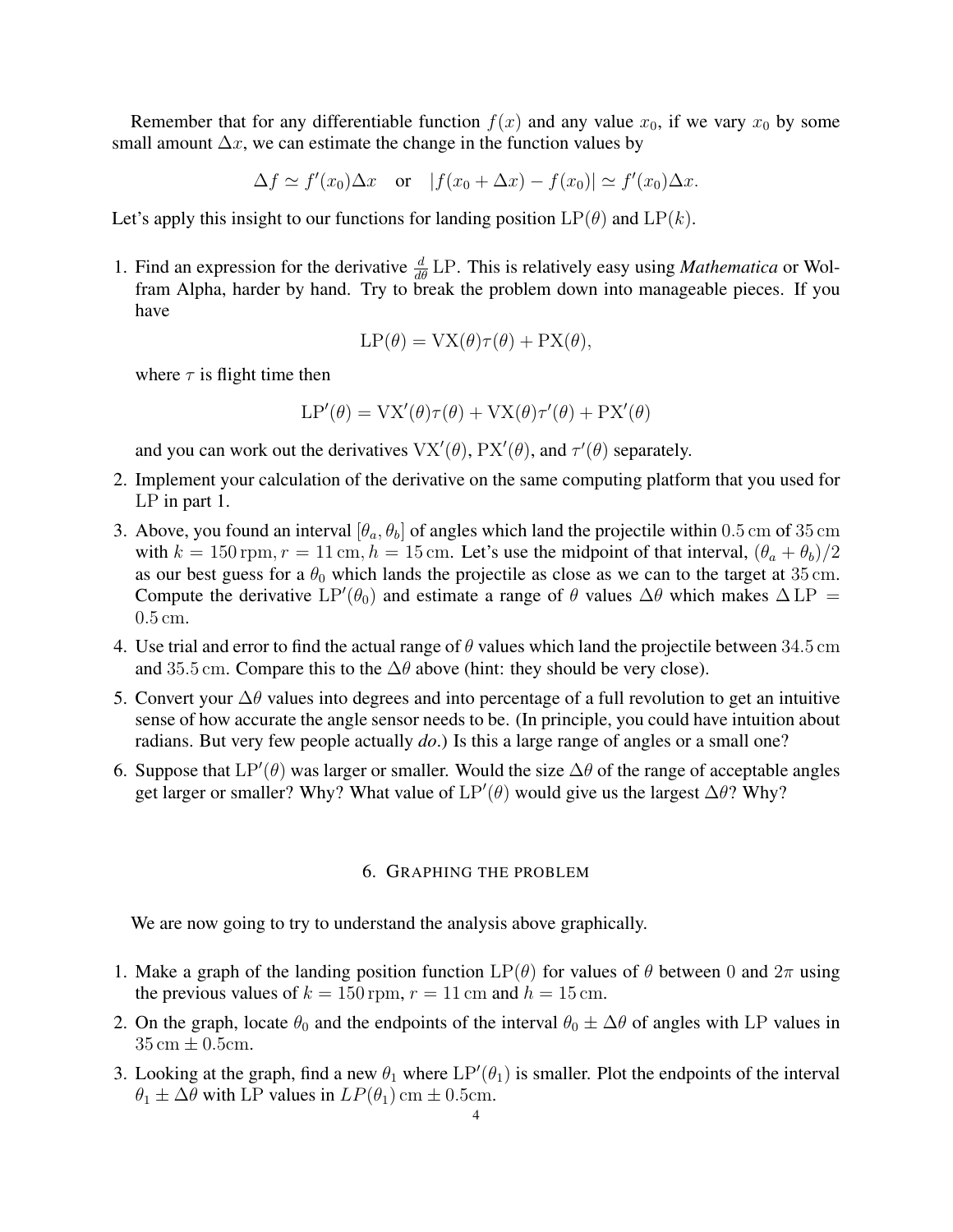Remember that for any differentiable function $f(x)$ and any value $x_0$, if we vary $x_0$ by some small amount $\Delta x$, we can estimate the change in the function values by

$$\Delta f \simeq f'(x_0)\Delta x \quad \text{or} \quad |f(x_0 + \Delta x) - f(x_0)| \simeq f'(x_0)\Delta x.$$

Let's apply this insight to our functions for landing position $\mathrm{LP}(\theta)$ and $\mathrm{LP}(k)$.

1. Find an expression for the derivative $\frac{d}{d\theta}\mathrm{LP}$. This is relatively easy using *Mathematica* or Wolfram Alpha, harder by hand. Try to break the problem down into manageable pieces. If you have

   $$\mathrm{LP}(\theta) = \mathrm{VX}(\theta)\tau(\theta) + \mathrm{PX}(\theta),$$

   where $\tau$ is flight time then

   $$\mathrm{LP}'(\theta) = \mathrm{VX}'(\theta)\tau(\theta) + \mathrm{VX}(\theta)\tau'(\theta) + \mathrm{PX}'(\theta)$$

   and you can work out the derivatives $\mathrm{VX}'(\theta)$, $\mathrm{PX}'(\theta)$, and $\tau'(\theta)$ separately.
2. Implement your calculation of the derivative on the same computing platform that you used for LP in part 1.
3. Above, you found an interval $[\theta_a, \theta_b]$ of angles which land the projectile within $0.5\,\mathrm{cm}$ of $35\,\mathrm{cm}$ with $k = 150\,\mathrm{rpm}, r = 11\,\mathrm{cm}, h = 15\,\mathrm{cm}$. Let's use the midpoint of that interval, $(\theta_a + \theta_b)/2$ as our best guess for a $\theta_0$ which lands the projectile as close as we can to the target at $35\,\mathrm{cm}$. Compute the derivative $\mathrm{LP}'(\theta_0)$ and estimate a range of $\theta$ values $\Delta\theta$ which makes $\Delta\,\mathrm{LP} = 0.5\,\mathrm{cm}$.
4. Use trial and error to find the actual range of $\theta$ values which land the projectile between $34.5\,\mathrm{cm}$ and $35.5\,\mathrm{cm}$. Compare this to the $\Delta\theta$ above (hint: they should be very close).
5. Convert your $\Delta\theta$ values into degrees and into percentage of a full revolution to get an intuitive sense of how accurate the angle sensor needs to be. (In principle, you could have intuition about radians. But very few people actually *do*.) Is this a large range of angles or a small one?
6. Suppose that $\mathrm{LP}'(\theta)$ was larger or smaller. Would the size $\Delta\theta$ of the range of acceptable angles get larger or smaller? Why? What value of $\mathrm{LP}'(\theta)$ would give us the largest $\Delta\theta$? Why?

## 6. Graphing the problem

We are now going to try to understand the analysis above graphically.

1. Make a graph of the landing position function $\mathrm{LP}(\theta)$ for values of $\theta$ between $0$ and $2\pi$ using the previous values of $k = 150\,\mathrm{rpm}$, $r = 11\,\mathrm{cm}$ and $h = 15\,\mathrm{cm}$.
2. On the graph, locate $\theta_0$ and the endpoints of the interval $\theta_0 \pm \Delta\theta$ of angles with LP values in $35\,\mathrm{cm} \pm 0.5\mathrm{cm}$.
3. Looking at the graph, find a new $\theta_1$ where $\mathrm{LP}'(\theta_1)$ is smaller. Plot the endpoints of the interval $\theta_1 \pm \Delta\theta$ with LP values in $LP(\theta_1)\,\mathrm{cm} \pm 0.5\mathrm{cm}$.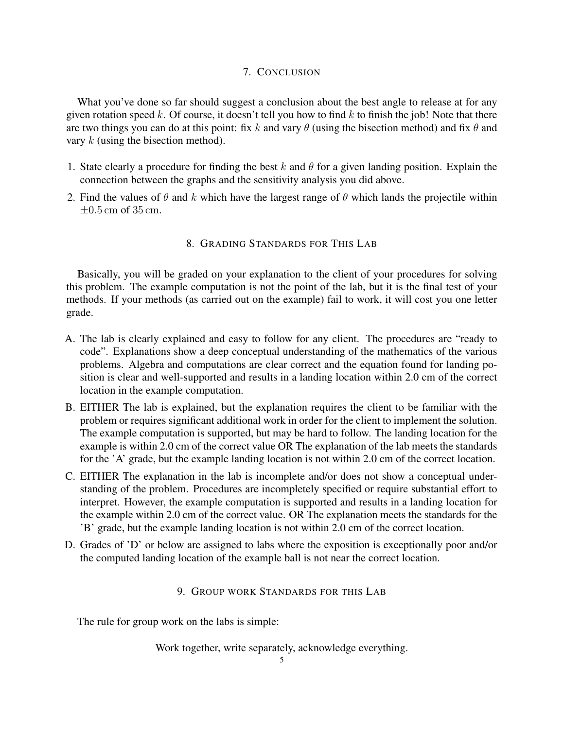## 7. Conclusion

What you've done so far should suggest a conclusion about the best angle to release at for any given rotation speed $k$. Of course, it doesn't tell you how to find $k$ to finish the job! Note that there are two things you can do at this point: fix $k$ and vary $\theta$ (using the bisection method) and fix $\theta$ and vary $k$ (using the bisection method).

1. State clearly a procedure for finding the best $k$ and $\theta$ for a given landing position. Explain the connection between the graphs and the sensitivity analysis you did above.
2. Find the values of $\theta$ and $k$ which have the largest range of $\theta$ which lands the projectile within $\pm 0.5\,\mathrm{cm}$ of $35\,\mathrm{cm}$.

## 8. Grading Standards for This Lab

Basically, you will be graded on your explanation to the client of your procedures for solving this problem. The example computation is not the point of the lab, but it is the final test of your methods. If your methods (as carried out on the example) fail to work, it will cost you one letter grade.

A. The lab is clearly explained and easy to follow for any client. The procedures are "ready to code". Explanations show a deep conceptual understanding of the mathematics of the various problems. Algebra and computations are clear correct and the equation found for landing position is clear and well-supported and results in a landing location within 2.0 cm of the correct location in the example computation.

B. EITHER The lab is explained, but the explanation requires the client to be familiar with the problem or requires significant additional work in order for the client to implement the solution. The example computation is supported, but may be hard to follow. The landing location for the example is within 2.0 cm of the correct value OR The explanation of the lab meets the standards for the 'A' grade, but the example landing location is not within 2.0 cm of the correct location.

C. EITHER The explanation in the lab is incomplete and/or does not show a conceptual understanding of the problem. Procedures are incompletely specified or require substantial effort to interpret. However, the example computation is supported and results in a landing location for the example within 2.0 cm of the correct value. OR The explanation meets the standards for the 'B' grade, but the example landing location is not within 2.0 cm of the correct location.

D. Grades of 'D' or below are assigned to labs where the exposition is exceptionally poor and/or the computed landing location of the example ball is not near the correct location.

## 9. Group work Standards for this Lab

The rule for group work on the labs is simple:

Work together, write separately, acknowledge everything.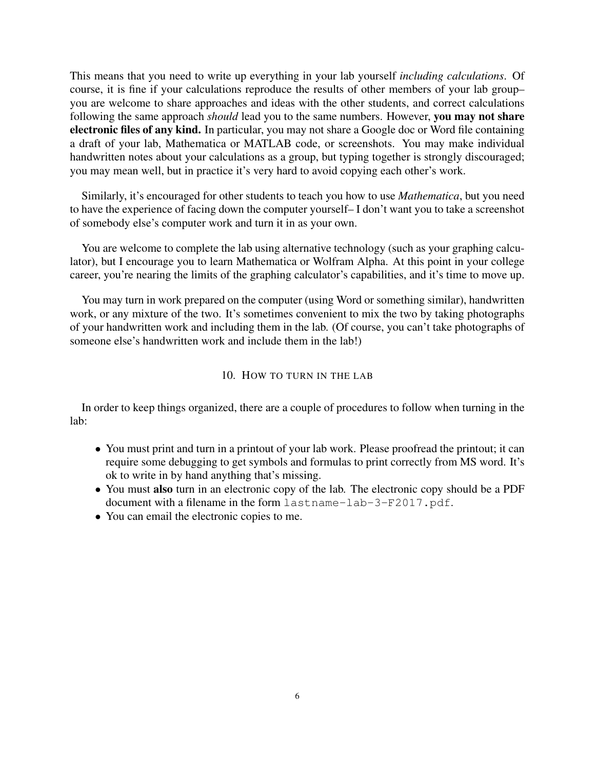This means that you need to write up everything in your lab yourself *including calculations*. Of course, it is fine if your calculations reproduce the results of other members of your lab group– you are welcome to share approaches and ideas with the other students, and correct calculations following the same approach *should* lead you to the same numbers. However, **you may not share electronic files of any kind.** In particular, you may not share a Google doc or Word file containing a draft of your lab, Mathematica or MATLAB code, or screenshots. You may make individual handwritten notes about your calculations as a group, but typing together is strongly discouraged; you may mean well, but in practice it's very hard to avoid copying each other's work.

Similarly, it's encouraged for other students to teach you how to use *Mathematica*, but you need to have the experience of facing down the computer yourself– I don't want you to take a screenshot of somebody else's computer work and turn it in as your own.

You are welcome to complete the lab using alternative technology (such as your graphing calculator), but I encourage you to learn Mathematica or Wolfram Alpha. At this point in your college career, you're nearing the limits of the graphing calculator's capabilities, and it's time to move up.

You may turn in work prepared on the computer (using Word or something similar), handwritten work, or any mixture of the two. It's sometimes convenient to mix the two by taking photographs of your handwritten work and including them in the lab. (Of course, you can't take photographs of someone else's handwritten work and include them in the lab!)

## 10. How to turn in the lab

In order to keep things organized, there are a couple of procedures to follow when turning in the lab:

- You must print and turn in a printout of your lab work. Please proofread the printout; it can require some debugging to get symbols and formulas to print correctly from MS word. It's ok to write in by hand anything that's missing.
- You must **also** turn in an electronic copy of the lab. The electronic copy should be a PDF document with a filename in the form `lastname-lab-3-F2017.pdf`.
- You can email the electronic copies to me.